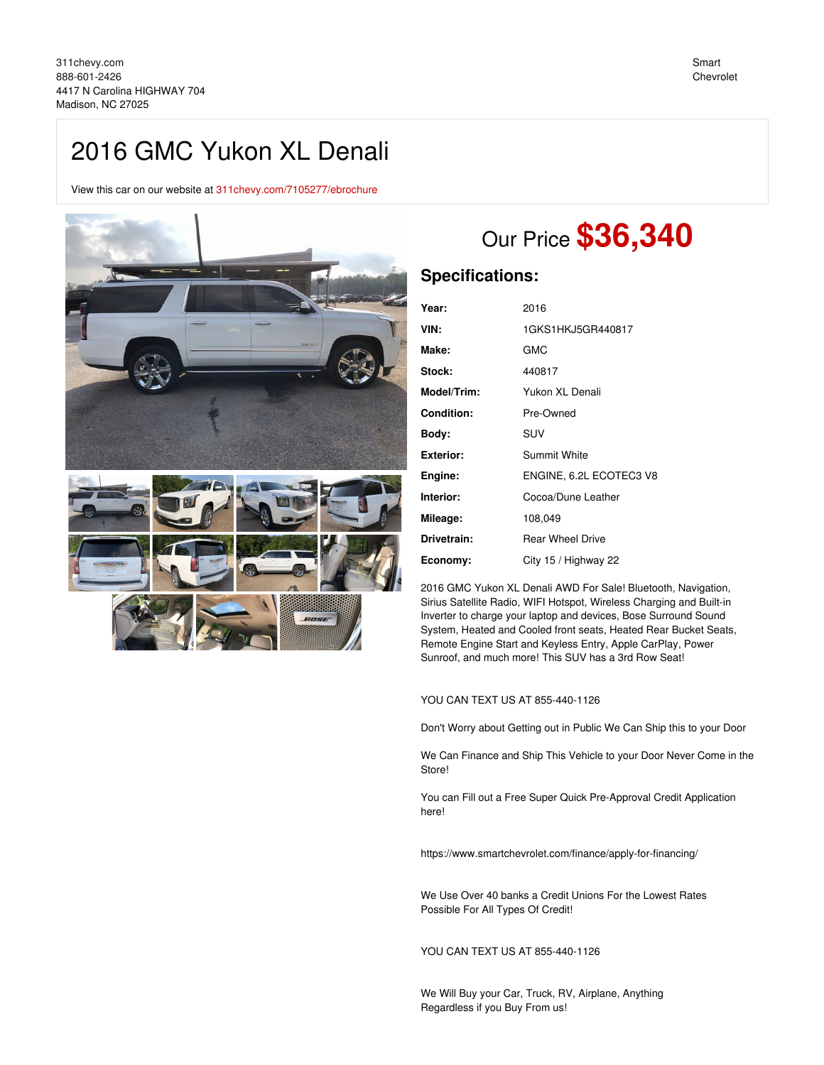311chevy.com
888-601-2426
4417 N Carolina HIGHWAY 704
Madison, NC 27025

Smart Chevrolet

# 2016 GMC Yukon XL Denali

View this car on our website at 311chevy.com/7105277/ebrochure

## Our Price **$36,340**

## Specifications:

| | |
|---|---|
| **Year:** | 2016 |
| **VIN:** | 1GKS1HKJ5GR440817 |
| **Make:** | GMC |
| **Stock:** | 440817 |
| **Model/Trim:** | Yukon XL Denali |
| **Condition:** | Pre-Owned |
| **Body:** | SUV |
| **Exterior:** | Summit White |
| **Engine:** | ENGINE, 6.2L ECOTEC3 V8 |
| **Interior:** | Cocoa/Dune Leather |
| **Mileage:** | 108,049 |
| **Drivetrain:** | Rear Wheel Drive |
| **Economy:** | City 15 / Highway 22 |

2016 GMC Yukon XL Denali AWD For Sale! Bluetooth, Navigation, Sirius Satellite Radio, WIFI Hotspot, Wireless Charging and Built-in Inverter to charge your laptop and devices, Bose Surround Sound System, Heated and Cooled front seats, Heated Rear Bucket Seats, Remote Engine Start and Keyless Entry, Apple CarPlay, Power Sunroof, and much more! This SUV has a 3rd Row Seat!

YOU CAN TEXT US AT 855-440-1126

Don't Worry about Getting out in Public We Can Ship this to your Door

We Can Finance and Ship This Vehicle to your Door Never Come in the Store!

You can Fill out a Free Super Quick Pre-Approval Credit Application here!

https://www.smartchevrolet.com/finance/apply-for-financing/

We Use Over 40 banks a Credit Unions For the Lowest Rates Possible For All Types Of Credit!

YOU CAN TEXT US AT 855-440-1126

We Will Buy your Car, Truck, RV, Airplane, Anything Regardless if you Buy From us!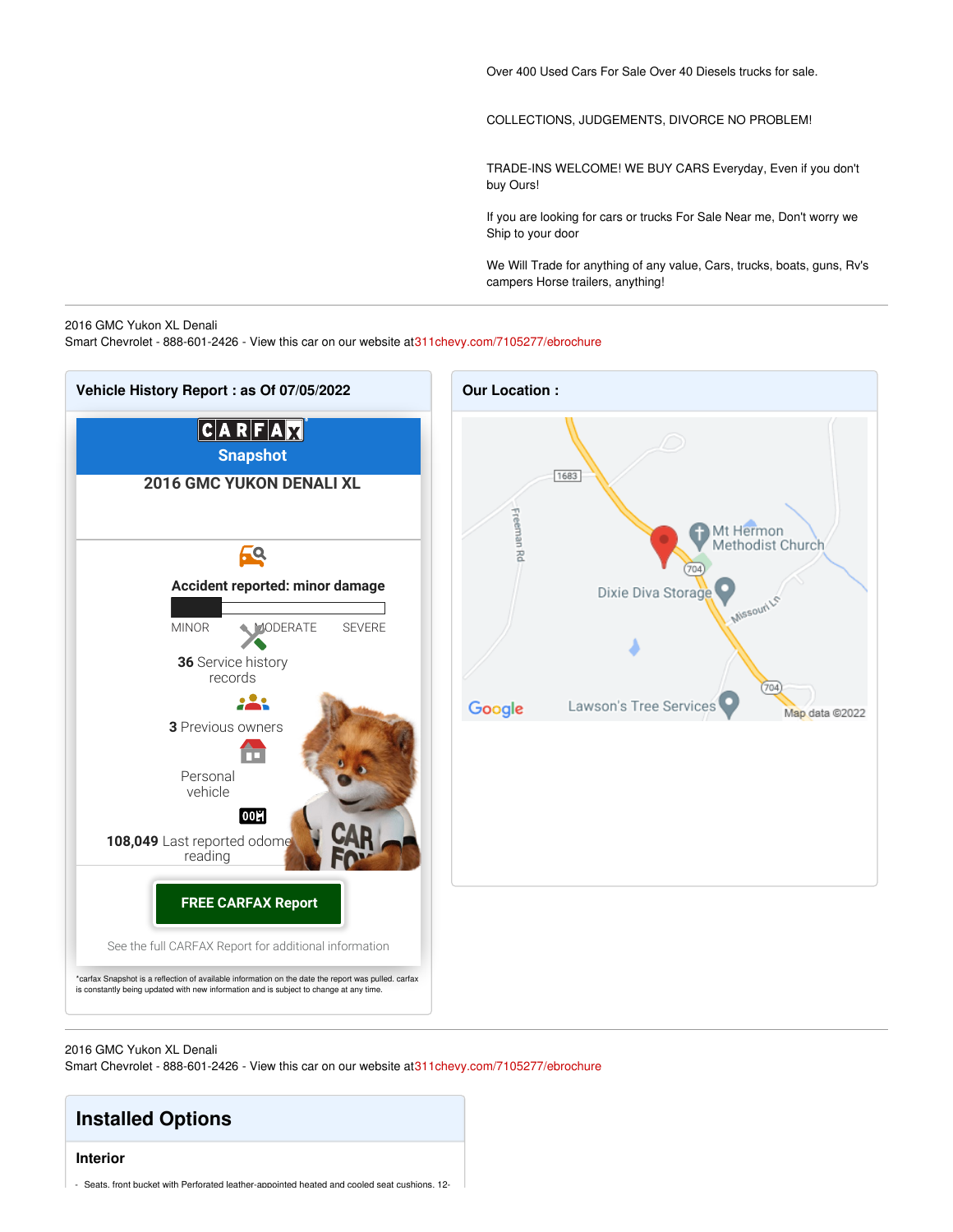Over 400 Used Cars For Sale Over 40 Diesels trucks for sale.

COLLECTIONS, JUDGEMENTS, DIVORCE NO PROBLEM!

TRADE-INS WELCOME! WE BUY CARS Everyday, Even if you don't buy Ours!

If you are looking for cars or trucks For Sale Near me, Don't worry we Ship to your door

We Will Trade for anything of any value, Cars, trucks, boats, guns, Rv's campers Horse trailers, anything!

---

2016 GMC Yukon XL Denali
Smart Chevrolet - 888-601-2426 - View this car on our website at311chevy.com/7105277/ebrochure

## Vehicle History Report : as Of 07/05/2022

CARFAX Snapshot

**2016 GMC YUKON DENALI XL**

**Accident reported: minor damage**

MINOR MODERATE SEVERE

**36** Service history records

**3** Previous owners

Personal vehicle

**108,049** Last reported odometer reading

**FREE CARFAX Report**

See the full CARFAX Report for additional information

*carfax Snapshot is a reflection of available information on the date the report was pulled. carfax is constantly being updated with new information and is subject to change at any time.

## Our Location :

---

2016 GMC Yukon XL Denali
Smart Chevrolet - 888-601-2426 - View this car on our website at311chevy.com/7105277/ebrochure

# Installed Options

### Interior

- Seats, front bucket with Perforated leather-appointed heated and cooled seat cushions, 12-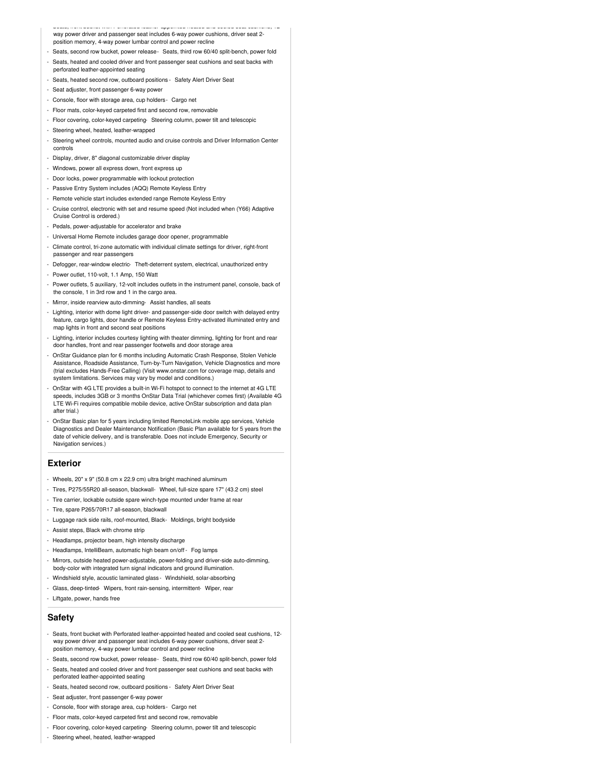- Seats, front bucket with Perforated leather-appointed heated and cooled seat cushions, 12-way power driver and passenger seat includes 6-way power cushions, driver seat 2-position memory, 4-way power lumbar control and power recline
- Seats, second row bucket, power release
- Seats, third row 60/40 split-bench, power fold
- Seats, heated and cooled driver and front passenger seat cushions and seat backs with perforated leather-appointed seating
- Seats, heated second row, outboard positions
- Safety Alert Driver Seat
- Seat adjuster, front passenger 6-way power
- Console, floor with storage area, cup holders
- Cargo net
- Floor mats, color-keyed carpeted first and second row, removable
- Floor covering, color-keyed carpeting
- Steering column, power tilt and telescopic
- Steering wheel, heated, leather-wrapped
- Steering wheel controls, mounted audio and cruise controls and Driver Information Center controls
- Display, driver, 8" diagonal customizable driver display
- Windows, power all express down, front express up
- Door locks, power programmable with lockout protection
- Passive Entry System includes (AQQ) Remote Keyless Entry
- Remote vehicle start includes extended range Remote Keyless Entry
- Cruise control, electronic with set and resume speed (Not included when (Y66) Adaptive Cruise Control is ordered.)
- Pedals, power-adjustable for accelerator and brake
- Universal Home Remote includes garage door opener, programmable
- Climate control, tri-zone automatic with individual climate settings for driver, right-front passenger and rear passengers
- Defogger, rear-window electric
- Theft-deterrent system, electrical, unauthorized entry
- Power outlet, 110-volt, 1.1 Amp, 150 Watt
- Power outlets, 5 auxiliary, 12-volt includes outlets in the instrument panel, console, back of the console, 1 in 3rd row and 1 in the cargo area.
- Mirror, inside rearview auto-dimming
- Assist handles, all seats
- Lighting, interior with dome light driver- and passenger-side door switch with delayed entry feature, cargo lights, door handle or Remote Keyless Entry-activated illuminated entry and map lights in front and second seat positions
- Lighting, interior includes courtesy lighting with theater dimming, lighting for front and rear door handles, front and rear passenger footwells and door storage area
- OnStar Guidance plan for 6 months including Automatic Crash Response, Stolen Vehicle Assistance, Roadside Assistance, Turn-by-Turn Navigation, Vehicle Diagnostics and more (trial excludes Hands-Free Calling) (Visit www.onstar.com for coverage map, details and system limitations. Services may vary by model and conditions.)
- OnStar with 4G LTE provides a built-in Wi-Fi hotspot to connect to the internet at 4G LTE speeds, includes 3GB or 3 months OnStar Data Trial (whichever comes first) (Available 4G LTE Wi-Fi requires compatible mobile device, active OnStar subscription and data plan after trial.)
- OnStar Basic plan for 5 years including limited RemoteLink mobile app services, Vehicle Diagnostics and Dealer Maintenance Notification (Basic Plan available for 5 years from the date of vehicle delivery, and is transferable. Does not include Emergency, Security or Navigation services.)

## Exterior

- Wheels, 20" x 9" (50.8 cm x 22.9 cm) ultra bright machined aluminum
- Tires, P275/55R20 all-season, blackwall
- Wheel, full-size spare 17" (43.2 cm) steel
- Tire carrier, lockable outside spare winch-type mounted under frame at rear
- Tire, spare P265/70R17 all-season, blackwall
- Luggage rack side rails, roof-mounted, Black
- Moldings, bright bodyside
- Assist steps, Black with chrome strip
- Headlamps, projector beam, high intensity discharge
- Headlamps, IntelliBeam, automatic high beam on/off
- Fog lamps
- Mirrors, outside heated power-adjustable, power-folding and driver-side auto-dimming, body-color with integrated turn signal indicators and ground illumination.
- Windshield style, acoustic laminated glass
- Windshield, solar-absorbing
- Glass, deep-tinted
- Wipers, front rain-sensing, intermittent
- Wiper, rear
- Liftgate, power, hands free

## Safety

- Seats, front bucket with Perforated leather-appointed heated and cooled seat cushions, 12-way power driver and passenger seat includes 6-way power cushions, driver seat 2-position memory, 4-way power lumbar control and power recline
- Seats, second row bucket, power release
- Seats, third row 60/40 split-bench, power fold
- Seats, heated and cooled driver and front passenger seat cushions and seat backs with perforated leather-appointed seating
- Seats, heated second row, outboard positions
- Safety Alert Driver Seat
- Seat adjuster, front passenger 6-way power
- Console, floor with storage area, cup holders
- Cargo net
- Floor mats, color-keyed carpeted first and second row, removable
- Floor covering, color-keyed carpeting
- Steering column, power tilt and telescopic
- Steering wheel, heated, leather-wrapped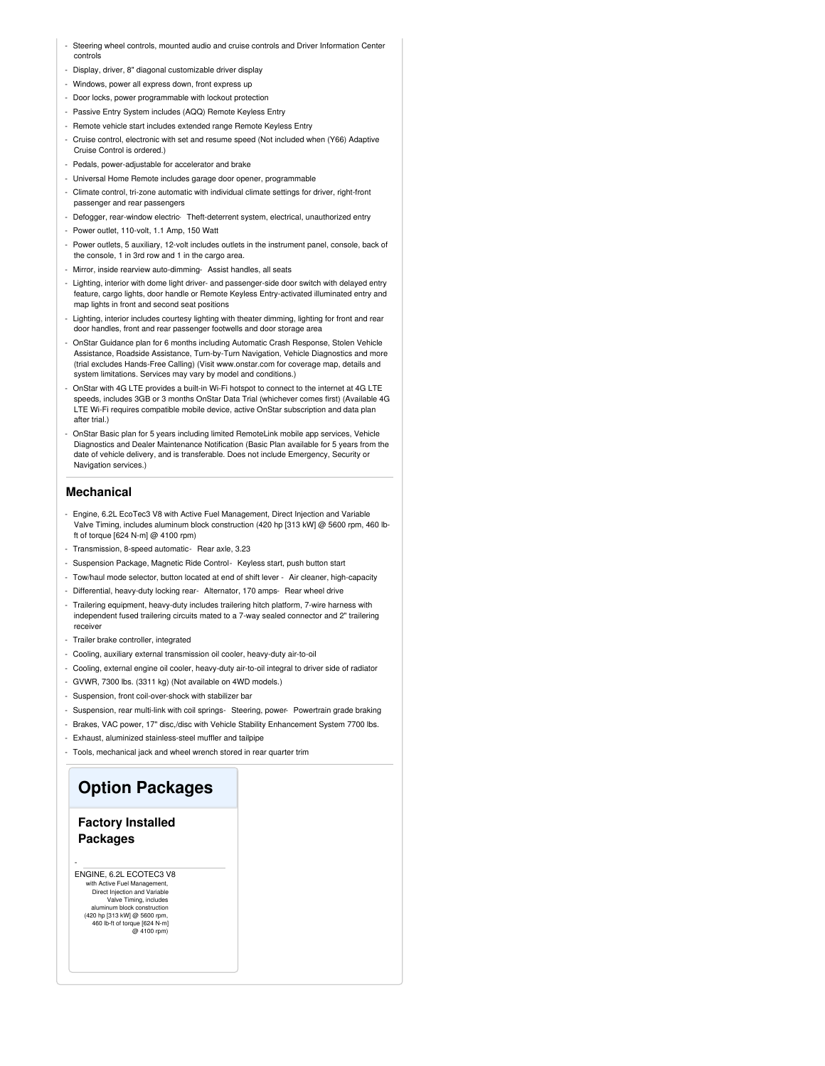- Steering wheel controls, mounted audio and cruise controls and Driver Information Center controls
- Display, driver, 8" diagonal customizable driver display
- Windows, power all express down, front express up
- Door locks, power programmable with lockout protection
- Passive Entry System includes (AQQ) Remote Keyless Entry
- Remote vehicle start includes extended range Remote Keyless Entry
- Cruise control, electronic with set and resume speed (Not included when (Y66) Adaptive Cruise Control is ordered.)
- Pedals, power-adjustable for accelerator and brake
- Universal Home Remote includes garage door opener, programmable
- Climate control, tri-zone automatic with individual climate settings for driver, right-front passenger and rear passengers
- Defogger, rear-window electric- Theft-deterrent system, electrical, unauthorized entry
- Power outlet, 110-volt, 1.1 Amp, 150 Watt
- Power outlets, 5 auxiliary, 12-volt includes outlets in the instrument panel, console, back of the console, 1 in 3rd row and 1 in the cargo area.
- Mirror, inside rearview auto-dimming- Assist handles, all seats
- Lighting, interior with dome light driver- and passenger-side door switch with delayed entry feature, cargo lights, door handle or Remote Keyless Entry-activated illuminated entry and map lights in front and second seat positions
- Lighting, interior includes courtesy lighting with theater dimming, lighting for front and rear door handles, front and rear passenger footwells and door storage area
- OnStar Guidance plan for 6 months including Automatic Crash Response, Stolen Vehicle Assistance, Roadside Assistance, Turn-by-Turn Navigation, Vehicle Diagnostics and more (trial excludes Hands-Free Calling) (Visit www.onstar.com for coverage map, details and system limitations. Services may vary by model and conditions.)
- OnStar with 4G LTE provides a built-in Wi-Fi hotspot to connect to the internet at 4G LTE speeds, includes 3GB or 3 months OnStar Data Trial (whichever comes first) (Available 4G LTE Wi-Fi requires compatible mobile device, active OnStar subscription and data plan after trial.)
- OnStar Basic plan for 5 years including limited RemoteLink mobile app services, Vehicle Diagnostics and Dealer Maintenance Notification (Basic Plan available for 5 years from the date of vehicle delivery, and is transferable. Does not include Emergency, Security or Navigation services.)

### Mechanical

- Engine, 6.2L EcoTec3 V8 with Active Fuel Management, Direct Injection and Variable Valve Timing, includes aluminum block construction (420 hp [313 kW] @ 5600 rpm, 460 lb-ft of torque [624 N-m] @ 4100 rpm)
- Transmission, 8-speed automatic- Rear axle, 3.23
- Suspension Package, Magnetic Ride Control- Keyless start, push button start
- Tow/haul mode selector, button located at end of shift lever - Air cleaner, high-capacity
- Differential, heavy-duty locking rear- Alternator, 170 amps- Rear wheel drive
- Trailering equipment, heavy-duty includes trailering hitch platform, 7-wire harness with independent fused trailering circuits mated to a 7-way sealed connector and 2" trailering receiver
- Trailer brake controller, integrated
- Cooling, auxiliary external transmission oil cooler, heavy-duty air-to-oil
- Cooling, external engine oil cooler, heavy-duty air-to-oil integral to driver side of radiator
- GVWR, 7300 lbs. (3311 kg) (Not available on 4WD models.)
- Suspension, front coil-over-shock with stabilizer bar
- Suspension, rear multi-link with coil springs- Steering, power- Powertrain grade braking
- Brakes, VAC power, 17" disc,/disc with Vehicle Stability Enhancement System 7700 lbs.
- Exhaust, aluminized stainless-steel muffler and tailpipe
- Tools, mechanical jack and wheel wrench stored in rear quarter trim

## Option Packages

### Factory Installed Packages

-

ENGINE, 6.2L ECOTEC3 V8

with Active Fuel Management, Direct Injection and Variable Valve Timing, includes aluminum block construction (420 hp [313 kW] @ 5600 rpm, 460 lb-ft of torque [624 N-m] @ 4100 rpm)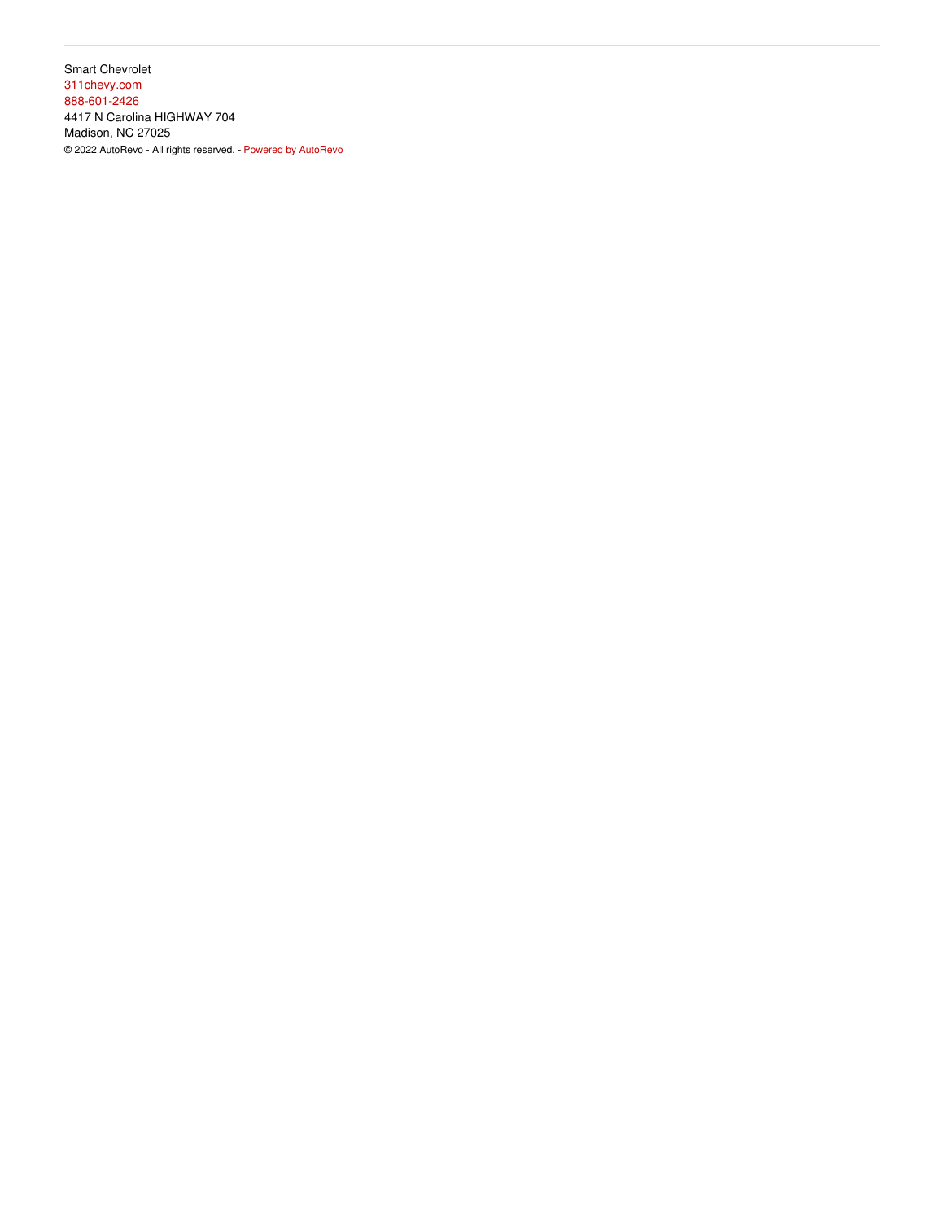Smart Chevrolet
311chevy.com
888-601-2426
4417 N Carolina HIGHWAY 704
Madison, NC 27025
© 2022 AutoRevo - All rights reserved. - Powered by AutoRevo